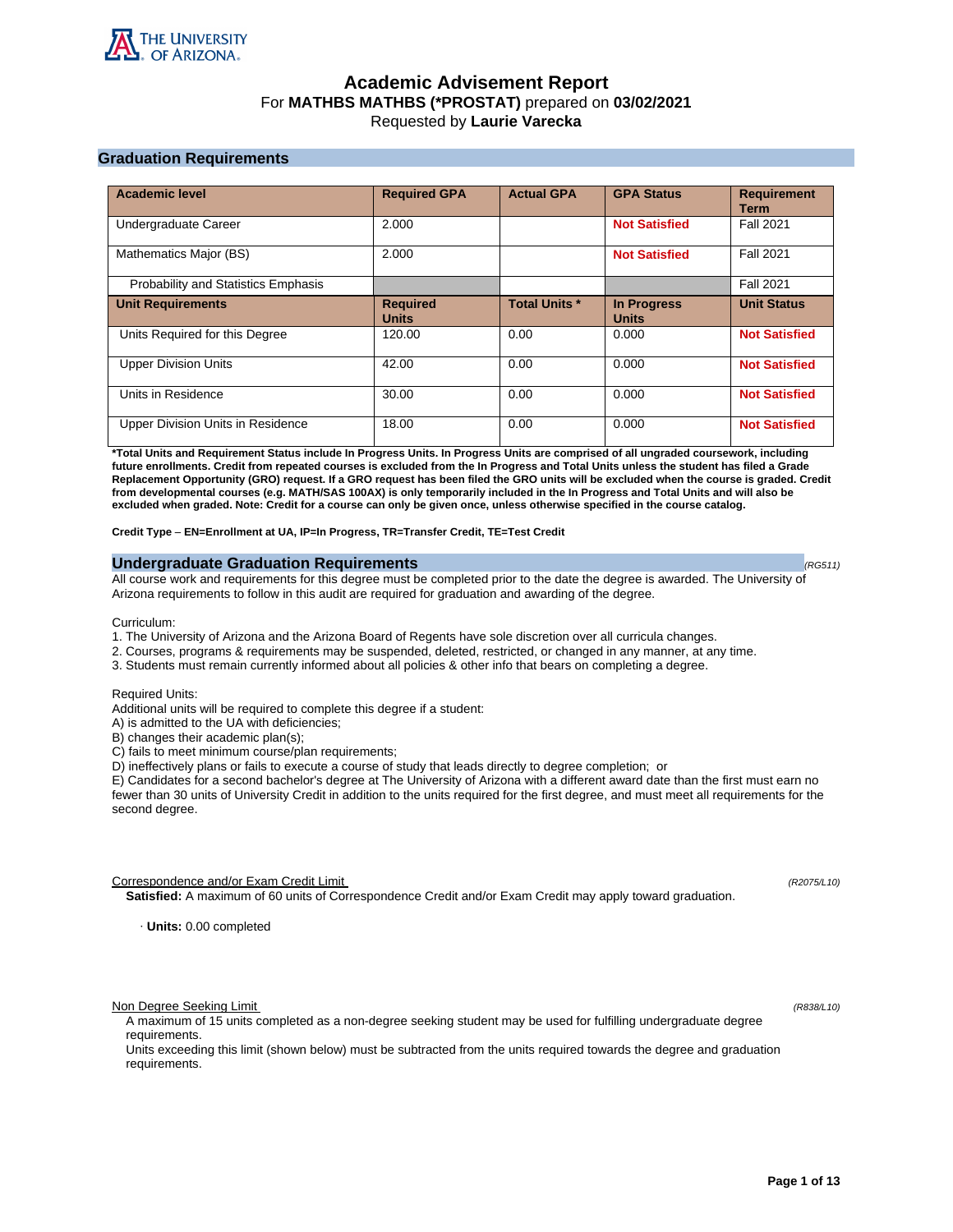THE UNIVERSITY OF ARIZONA

# Academic Advisement Report

For **MATHBS MATHBS (*PROSTAT)** prepared on **03/02/2021**
Requested by **Laurie Varecka**

## Graduation Requirements

| Academic level | Required GPA | Actual GPA | GPA Status | Requirement Term |
|---|---|---|---|---|
| Undergraduate Career | 2.000 | | **Not Satisfied** | Fall 2021 |
| Mathematics Major (BS) | 2.000 | | **Not Satisfied** | Fall 2021 |
| Probability and Statistics Emphasis | | | | Fall 2021 |
| **Unit Requirements** | **Required Units** | **Total Units *** | **In Progress Units** | **Unit Status** |
| Units Required for this Degree | 120.00 | 0.00 | 0.000 | **Not Satisfied** |
| Upper Division Units | 42.00 | 0.00 | 0.000 | **Not Satisfied** |
| Units in Residence | 30.00 | 0.00 | 0.000 | **Not Satisfied** |
| Upper Division Units in Residence | 18.00 | 0.00 | 0.000 | **Not Satisfied** |

**\*Total Units and Requirement Status include In Progress Units. In Progress Units are comprised of all ungraded coursework, including future enrollments. Credit from repeated courses is excluded from the In Progress and Total Units unless the student has filed a Grade Replacement Opportunity (GRO) request. If a GRO request has been filed the GRO units will be excluded when the course is graded. Credit from developmental courses (e.g. MATH/SAS 100AX) is only temporarily included in the In Progress and Total Units and will also be excluded when graded. Note: Credit for a course can only be given once, unless otherwise specified in the course catalog.**

**Credit Type – EN=Enrollment at UA, IP=In Progress, TR=Transfer Credit, TE=Test Credit**

## Undergraduate Graduation Requirements

*(RG511)*

All course work and requirements for this degree must be completed prior to the date the degree is awarded. The University of Arizona requirements to follow in this audit are required for graduation and awarding of the degree.

Curriculum:
1. The University of Arizona and the Arizona Board of Regents have sole discretion over all curricula changes.
2. Courses, programs & requirements may be suspended, deleted, restricted, or changed in any manner, at any time.
3. Students must remain currently informed about all policies & other info that bears on completing a degree.

Required Units:
Additional units will be required to complete this degree if a student:
A) is admitted to the UA with deficiencies;
B) changes their academic plan(s);
C) fails to meet minimum course/plan requirements;
D) ineffectively plans or fails to execute a course of study that leads directly to degree completion; or
E) Candidates for a second bachelor's degree at The University of Arizona with a different award date than the first must earn no fewer than 30 units of University Credit in addition to the units required for the first degree, and must meet all requirements for the second degree.

### Correspondence and/or Exam Credit Limit

*(R2075/L10)*

**Satisfied:** A maximum of 60 units of Correspondence Credit and/or Exam Credit may apply toward graduation.

· **Units:** 0.00 completed

### Non Degree Seeking Limit

*(R838/L10)*

A maximum of 15 units completed as a non-degree seeking student may be used for fulfilling undergraduate degree requirements.
Units exceeding this limit (shown below) must be subtracted from the units required towards the degree and graduation requirements.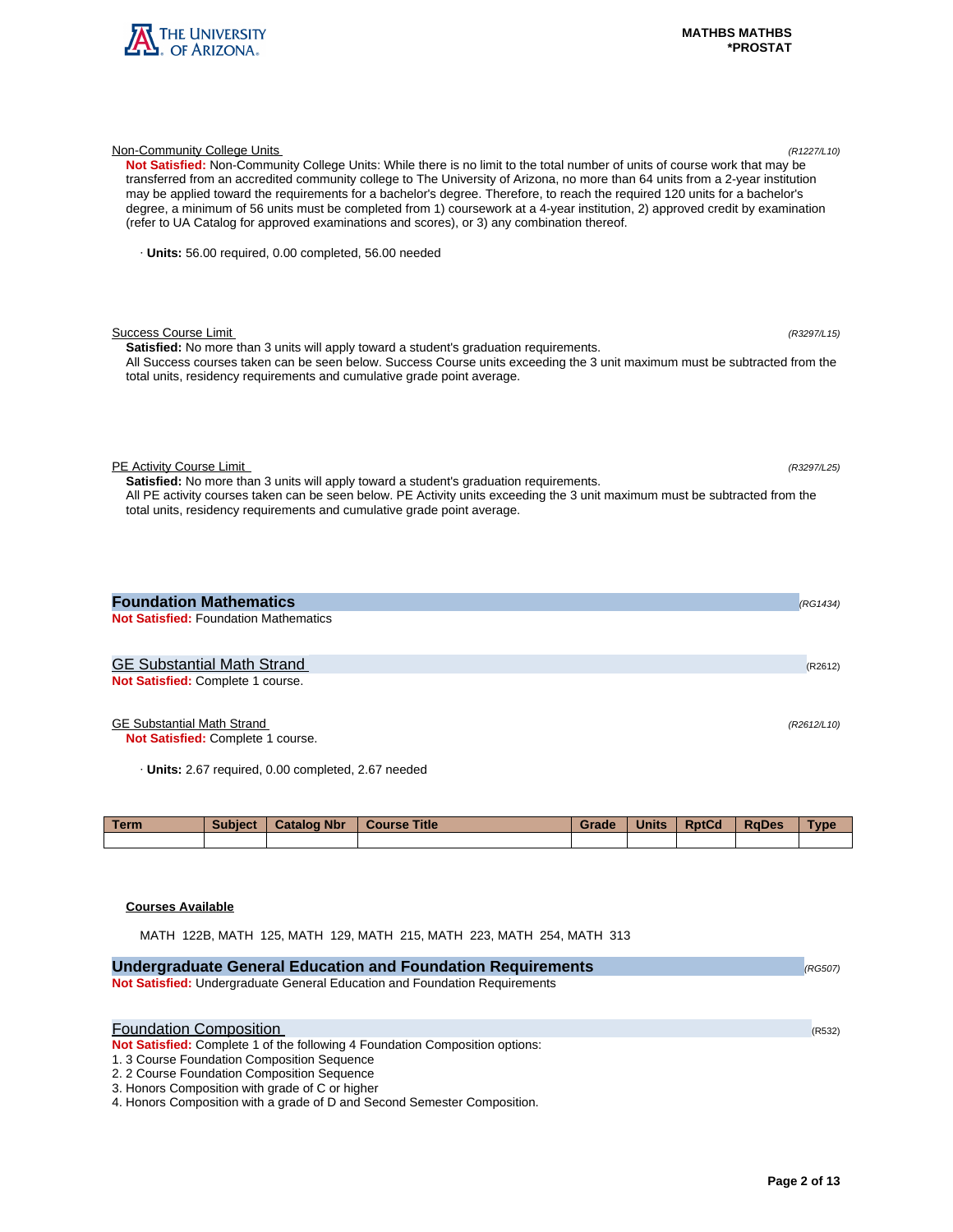Non-Community College Units (R1227/L10)

**Not Satisfied:** Non-Community College Units: While there is no limit to the total number of units of course work that may be transferred from an accredited community college to The University of Arizona, no more than 64 units from a 2-year institution may be applied toward the requirements for a bachelor's degree. Therefore, to reach the required 120 units for a bachelor's degree, a minimum of 56 units must be completed from 1) coursework at a 4-year institution, 2) approved credit by examination (refer to UA Catalog for approved examinations and scores), or 3) any combination thereof.

· **Units:** 56.00 required, 0.00 completed, 56.00 needed

Success Course Limit (R3297/L15)

**Satisfied:** No more than 3 units will apply toward a student's graduation requirements.
All Success courses taken can be seen below. Success Course units exceeding the 3 unit maximum must be subtracted from the total units, residency requirements and cumulative grade point average.

PE Activity Course Limit (R3297/L25)

**Satisfied:** No more than 3 units will apply toward a student's graduation requirements.
All PE activity courses taken can be seen below. PE Activity units exceeding the 3 unit maximum must be subtracted from the total units, residency requirements and cumulative grade point average.

## Foundation Mathematics (RG1434)

**Not Satisfied:** Foundation Mathematics

### GE Substantial Math Strand (R2612)

**Not Satisfied:** Complete 1 course.

GE Substantial Math Strand (R2612/L10)

**Not Satisfied:** Complete 1 course.

· **Units:** 2.67 required, 0.00 completed, 2.67 needed

| Term | Subject | Catalog Nbr | Course Title | Grade | Units | RptCd | RqDes | Type |
|---|---|---|---|---|---|---|---|---|
| | | | | | | | | |

**Courses Available**

MATH 122B, MATH 125, MATH 129, MATH 215, MATH 223, MATH 254, MATH 313

## Undergraduate General Education and Foundation Requirements (RG507)

**Not Satisfied:** Undergraduate General Education and Foundation Requirements

### Foundation Composition (R532)

**Not Satisfied:** Complete 1 of the following 4 Foundation Composition options:
1. 3 Course Foundation Composition Sequence
2. 2 Course Foundation Composition Sequence
3. Honors Composition with grade of C or higher
4. Honors Composition with a grade of D and Second Semester Composition.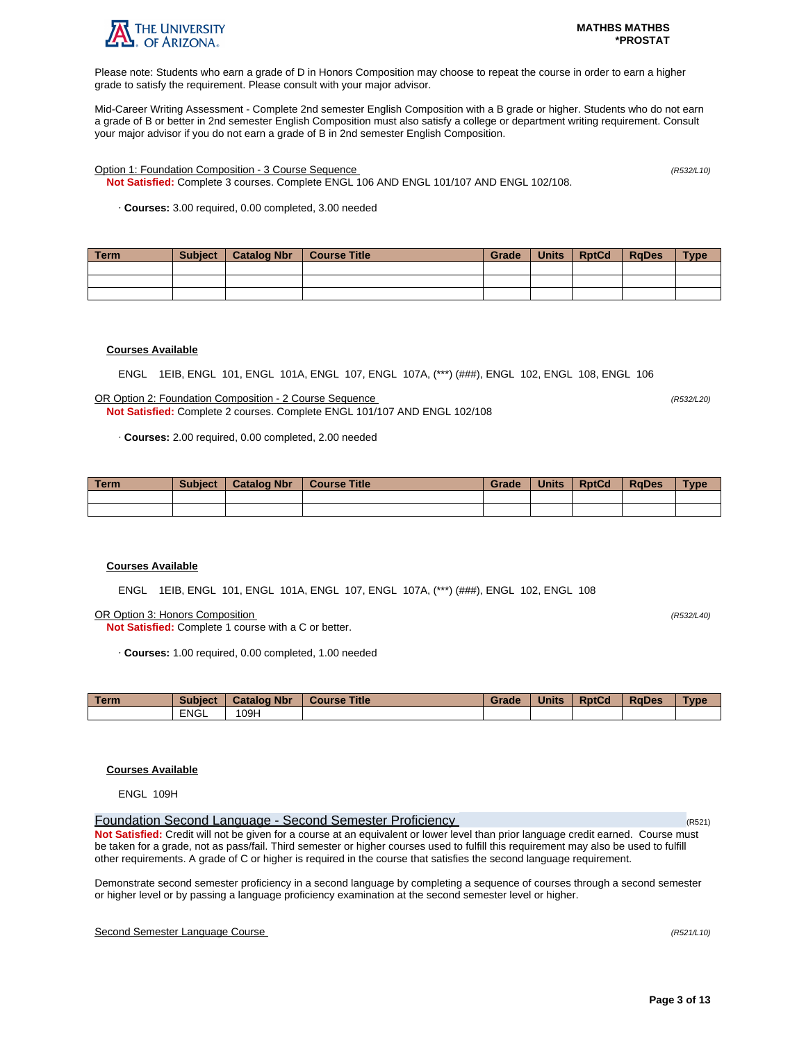Please note: Students who earn a grade of D in Honors Composition may choose to repeat the course in order to earn a higher grade to satisfy the requirement. Please consult with your major advisor.

Mid-Career Writing Assessment - Complete 2nd semester English Composition with a B grade or higher. Students who do not earn a grade of B or better in 2nd semester English Composition must also satisfy a college or department writing requirement. Consult your major advisor if you do not earn a grade of B in 2nd semester English Composition.

Option 1: Foundation Composition - 3 Course Sequence *(R532/L10)*

**Not Satisfied:** Complete 3 courses. Complete ENGL 106 AND ENGL 101/107 AND ENGL 102/108.

· **Courses:** 3.00 required, 0.00 completed, 3.00 needed

| Term | Subject | Catalog Nbr | Course Title | Grade | Units | RptCd | RqDes | Type |
|---|---|---|---|---|---|---|---|---|
| | | | | | | | | |
| | | | | | | | | |
| | | | | | | | | |

**Courses Available**

ENGL 1EIB, ENGL 101, ENGL 101A, ENGL 107, ENGL 107A, (***) (###), ENGL 102, ENGL 108, ENGL 106

OR Option 2: Foundation Composition - 2 Course Sequence *(R532/L20)*

**Not Satisfied:** Complete 2 courses. Complete ENGL 101/107 AND ENGL 102/108

· **Courses:** 2.00 required, 0.00 completed, 2.00 needed

| Term | Subject | Catalog Nbr | Course Title | Grade | Units | RptCd | RqDes | Type |
|---|---|---|---|---|---|---|---|---|
| | | | | | | | | |
| | | | | | | | | |

**Courses Available**

ENGL 1EIB, ENGL 101, ENGL 101A, ENGL 107, ENGL 107A, (***) (###), ENGL 102, ENGL 108

OR Option 3: Honors Composition *(R532/L40)*

**Not Satisfied:** Complete 1 course with a C or better.

· **Courses:** 1.00 required, 0.00 completed, 1.00 needed

| Term | Subject | Catalog Nbr | Course Title | Grade | Units | RptCd | RqDes | Type |
|---|---|---|---|---|---|---|---|---|
| | ENGL | 109H | | | | | | |

**Courses Available**

ENGL 109H

## Foundation Second Language - Second Semester Proficiency (R521)

**Not Satisfied:** Credit will not be given for a course at an equivalent or lower level than prior language credit earned. Course must be taken for a grade, not as pass/fail. Third semester or higher courses used to fulfill this requirement may also be used to fulfill other requirements. A grade of C or higher is required in the course that satisfies the second language requirement.

Demonstrate second semester proficiency in a second language by completing a sequence of courses through a second semester or higher level or by passing a language proficiency examination at the second semester level or higher.

Second Semester Language Course *(R521/L10)*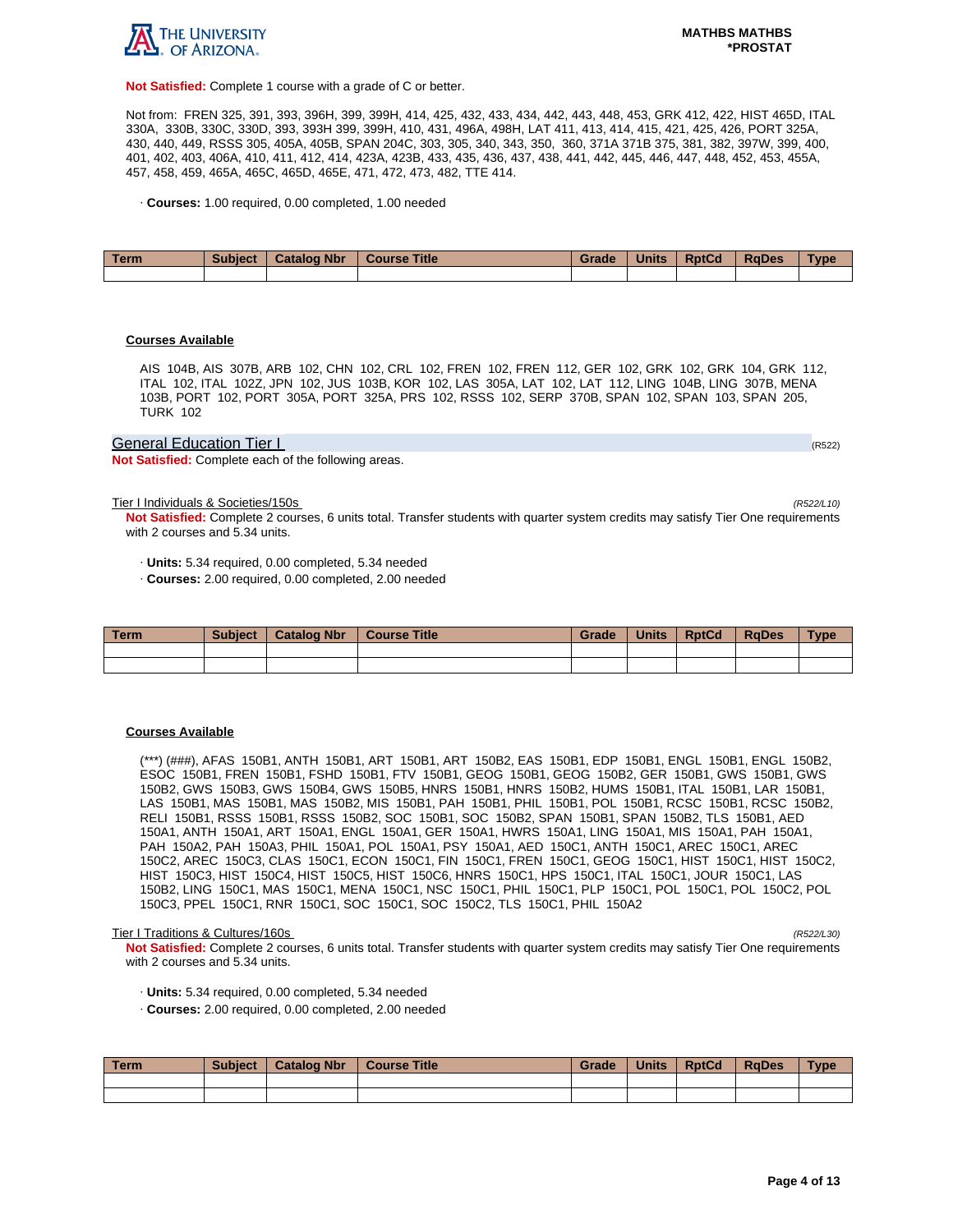**Not Satisfied:** Complete 1 course with a grade of C or better.

Not from: FREN 325, 391, 393, 396H, 399, 399H, 414, 425, 432, 433, 434, 442, 443, 448, 453, GRK 412, 422, HIST 465D, ITAL 330A, 330B, 330C, 330D, 393, 393H 399, 399H, 410, 431, 496A, 498H, LAT 411, 413, 414, 415, 421, 425, 426, PORT 325A, 430, 440, 449, RSSS 305, 405A, 405B, SPAN 204C, 303, 305, 340, 343, 350, 360, 371A 371B 375, 381, 382, 397W, 399, 400, 401, 402, 403, 406A, 410, 411, 412, 414, 423A, 423B, 433, 435, 436, 437, 438, 441, 442, 445, 446, 447, 448, 452, 453, 455A, 457, 458, 459, 465A, 465C, 465D, 465E, 471, 472, 473, 482, TTE 414.

· **Courses:** 1.00 required, 0.00 completed, 1.00 needed

| Term | Subject | Catalog Nbr | Course Title | Grade | Units | RptCd | RqDes | Type |
|---|---|---|---|---|---|---|---|---|
| | | | | | | | | |

**Courses Available**

AIS 104B, AIS 307B, ARB 102, CHN 102, CRL 102, FREN 102, FREN 112, GER 102, GRK 102, GRK 104, GRK 112, ITAL 102, ITAL 102Z, JPN 102, JUS 103B, KOR 102, LAS 305A, LAT 102, LAT 112, LING 104B, LING 307B, MENA 103B, PORT 102, PORT 305A, PORT 325A, PRS 102, RSSS 102, SERP 370B, SPAN 102, SPAN 103, SPAN 205, TURK 102

## General Education Tier I (R522)

**Not Satisfied:** Complete each of the following areas.

### Tier I Individuals & Societies/150s *(R522/L10)*

**Not Satisfied:** Complete 2 courses, 6 units total. Transfer students with quarter system credits may satisfy Tier One requirements with 2 courses and 5.34 units.

· **Units:** 5.34 required, 0.00 completed, 5.34 needed
· **Courses:** 2.00 required, 0.00 completed, 2.00 needed

| Term | Subject | Catalog Nbr | Course Title | Grade | Units | RptCd | RqDes | Type |
|---|---|---|---|---|---|---|---|---|
| | | | | | | | | |
| | | | | | | | | |

**Courses Available**

(***) (###), AFAS 150B1, ANTH 150B1, ART 150B1, ART 150B2, EAS 150B1, EDP 150B1, ENGL 150B1, ENGL 150B2, ESOC 150B1, FREN 150B1, FSHD 150B1, FTV 150B1, GEOG 150B1, GEOG 150B2, GER 150B1, GWS 150B1, GWS 150B2, GWS 150B3, GWS 150B4, GWS 150B5, HNRS 150B1, HNRS 150B2, HUMS 150B1, ITAL 150B1, LAR 150B1, LAS 150B1, MAS 150B1, MAS 150B2, MIS 150B1, PAH 150B1, PHIL 150B1, POL 150B1, RCSC 150B1, RCSC 150B2, RELI 150B1, RSSS 150B1, RSSS 150B2, SOC 150B1, SOC 150B2, SPAN 150B1, SPAN 150B2, TLS 150B1, AED 150A1, ANTH 150A1, ART 150A1, ENGL 150A1, GER 150A1, HWRS 150A1, LING 150A1, MIS 150A1, PAH 150A1, PAH 150A2, PAH 150A3, PHIL 150A1, POL 150A1, PSY 150A1, AED 150C1, ANTH 150C1, AREC 150C1, AREC 150C2, AREC 150C3, CLAS 150C1, ECON 150C1, FIN 150C1, FREN 150C1, GEOG 150C1, HIST 150C1, HIST 150C2, HIST 150C3, HIST 150C4, HIST 150C5, HIST 150C6, HNRS 150C1, HPS 150C1, ITAL 150C1, JOUR 150C1, LAS 150B2, LING 150C1, MAS 150C1, MENA 150C1, NSC 150C1, PHIL 150C1, PLP 150C1, POL 150C1, POL 150C2, POL 150C3, PPEL 150C1, RNR 150C1, SOC 150C1, SOC 150C2, TLS 150C1, PHIL 150A2

### Tier I Traditions & Cultures/160s *(R522/L30)*

**Not Satisfied:** Complete 2 courses, 6 units total. Transfer students with quarter system credits may satisfy Tier One requirements with 2 courses and 5.34 units.

· **Units:** 5.34 required, 0.00 completed, 5.34 needed
· **Courses:** 2.00 required, 0.00 completed, 2.00 needed

| Term | Subject | Catalog Nbr | Course Title | Grade | Units | RptCd | RqDes | Type |
|---|---|---|---|---|---|---|---|---|
| | | | | | | | | |
| | | | | | | | | |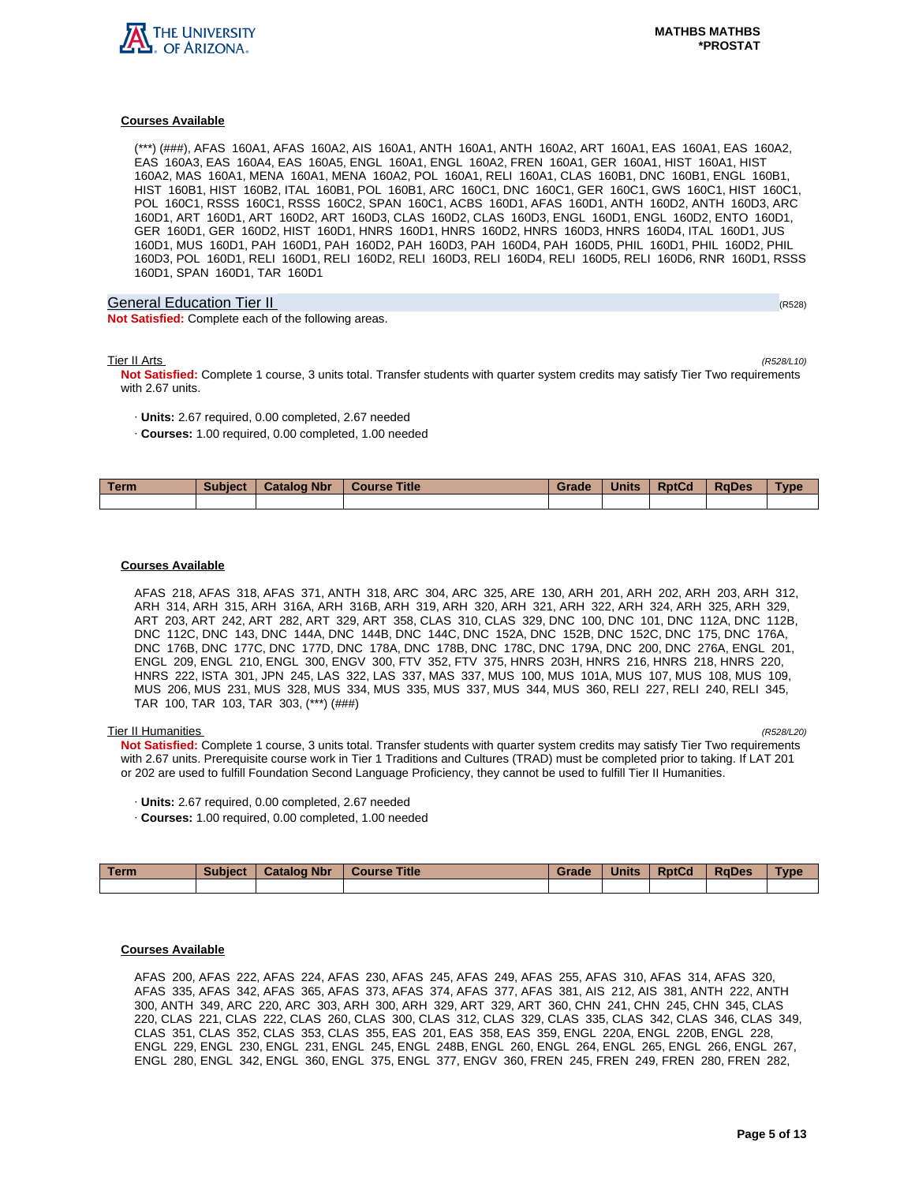#### Courses Available

(***) (###), AFAS 160A1, AFAS 160A2, AIS 160A1, ANTH 160A1, ANTH 160A2, ART 160A1, EAS 160A1, EAS 160A2, EAS 160A3, EAS 160A4, EAS 160A5, ENGL 160A1, ENGL 160A2, FREN 160A1, GER 160A1, HIST 160A1, HIST 160A2, MAS 160A1, MENA 160A1, MENA 160A2, POL 160A1, RELI 160A1, CLAS 160B1, DNC 160B1, ENGL 160B1, HIST 160B1, HIST 160B2, ITAL 160B1, POL 160B1, ARC 160C1, DNC 160C1, GER 160C1, GWS 160C1, HIST 160C1, POL 160C1, RSSS 160C1, RSSS 160C2, SPAN 160C1, ACBS 160D1, AFAS 160D1, ANTH 160D2, ANTH 160D3, ARC 160D1, ART 160D1, ART 160D2, ART 160D3, CLAS 160D2, CLAS 160D3, ENGL 160D1, ENGL 160D2, ENTO 160D1, GER 160D1, GER 160D2, HIST 160D1, HNRS 160D1, HNRS 160D2, HNRS 160D3, HNRS 160D4, ITAL 160D1, JUS 160D1, MUS 160D1, PAH 160D1, PAH 160D2, PAH 160D3, PAH 160D4, PAH 160D5, PHIL 160D1, PHIL 160D2, PHIL 160D3, POL 160D1, RELI 160D1, RELI 160D2, RELI 160D3, RELI 160D4, RELI 160D5, RELI 160D6, RNR 160D1, RSSS 160D1, SPAN 160D1, TAR 160D1

## General Education Tier II (R528)

**Not Satisfied:** Complete each of the following areas.

### Tier II Arts *(R528/L10)*

**Not Satisfied:** Complete 1 course, 3 units total. Transfer students with quarter system credits may satisfy Tier Two requirements with 2.67 units.

· **Units:** 2.67 required, 0.00 completed, 2.67 needed

· **Courses:** 1.00 required, 0.00 completed, 1.00 needed

| Term | Subject | Catalog Nbr | Course Title | Grade | Units | RptCd | RqDes | Type |
|---|---|---|---|---|---|---|---|---|
| | | | | | | | | |

#### Courses Available

AFAS 218, AFAS 318, AFAS 371, ANTH 318, ARC 304, ARC 325, ARE 130, ARH 201, ARH 202, ARH 203, ARH 312, ARH 314, ARH 315, ARH 316A, ARH 316B, ARH 319, ARH 320, ARH 321, ARH 322, ARH 324, ARH 325, ARH 329, ART 203, ART 242, ART 282, ART 329, ART 358, CLAS 310, CLAS 329, DNC 100, DNC 101, DNC 112A, DNC 112B, DNC 112C, DNC 143, DNC 144A, DNC 144B, DNC 144C, DNC 152A, DNC 152B, DNC 152C, DNC 175, DNC 176A, DNC 176B, DNC 177C, DNC 177D, DNC 178A, DNC 178B, DNC 178C, DNC 179A, DNC 200, DNC 276A, ENGL 201, ENGL 209, ENGL 210, ENGL 300, ENGV 300, FTV 352, FTV 375, HNRS 203H, HNRS 216, HNRS 218, HNRS 220, HNRS 222, ISTA 301, JPN 245, LAS 322, LAS 337, MAS 337, MUS 100, MUS 101A, MUS 107, MUS 108, MUS 109, MUS 206, MUS 231, MUS 328, MUS 334, MUS 335, MUS 337, MUS 344, MUS 360, RELI 227, RELI 240, RELI 345, TAR 100, TAR 103, TAR 303, (***) (###)

### Tier II Humanities *(R528/L20)*

**Not Satisfied:** Complete 1 course, 3 units total. Transfer students with quarter system credits may satisfy Tier Two requirements with 2.67 units. Prerequisite course work in Tier 1 Traditions and Cultures (TRAD) must be completed prior to taking. If LAT 201 or 202 are used to fulfill Foundation Second Language Proficiency, they cannot be used to fulfill Tier II Humanities.

· **Units:** 2.67 required, 0.00 completed, 2.67 needed

· **Courses:** 1.00 required, 0.00 completed, 1.00 needed

| Term | Subject | Catalog Nbr | Course Title | Grade | Units | RptCd | RqDes | Type |
|---|---|---|---|---|---|---|---|---|
| | | | | | | | | |

#### Courses Available

AFAS 200, AFAS 222, AFAS 224, AFAS 230, AFAS 245, AFAS 249, AFAS 255, AFAS 310, AFAS 314, AFAS 320, AFAS 335, AFAS 342, AFAS 365, AFAS 373, AFAS 374, AFAS 377, AFAS 381, AIS 212, AIS 381, ANTH 222, ANTH 300, ANTH 349, ARC 220, ARC 303, ARH 300, ARH 329, ART 329, ART 360, CHN 241, CHN 245, CHN 345, CLAS 220, CLAS 221, CLAS 222, CLAS 260, CLAS 300, CLAS 312, CLAS 329, CLAS 335, CLAS 342, CLAS 346, CLAS 349, CLAS 351, CLAS 352, CLAS 353, CLAS 355, EAS 201, EAS 358, EAS 359, ENGL 220A, ENGL 220B, ENGL 228, ENGL 229, ENGL 230, ENGL 231, ENGL 245, ENGL 248B, ENGL 260, ENGL 264, ENGL 265, ENGL 266, ENGL 267, ENGL 280, ENGL 342, ENGL 360, ENGL 375, ENGL 377, ENGV 360, FREN 245, FREN 249, FREN 280, FREN 282,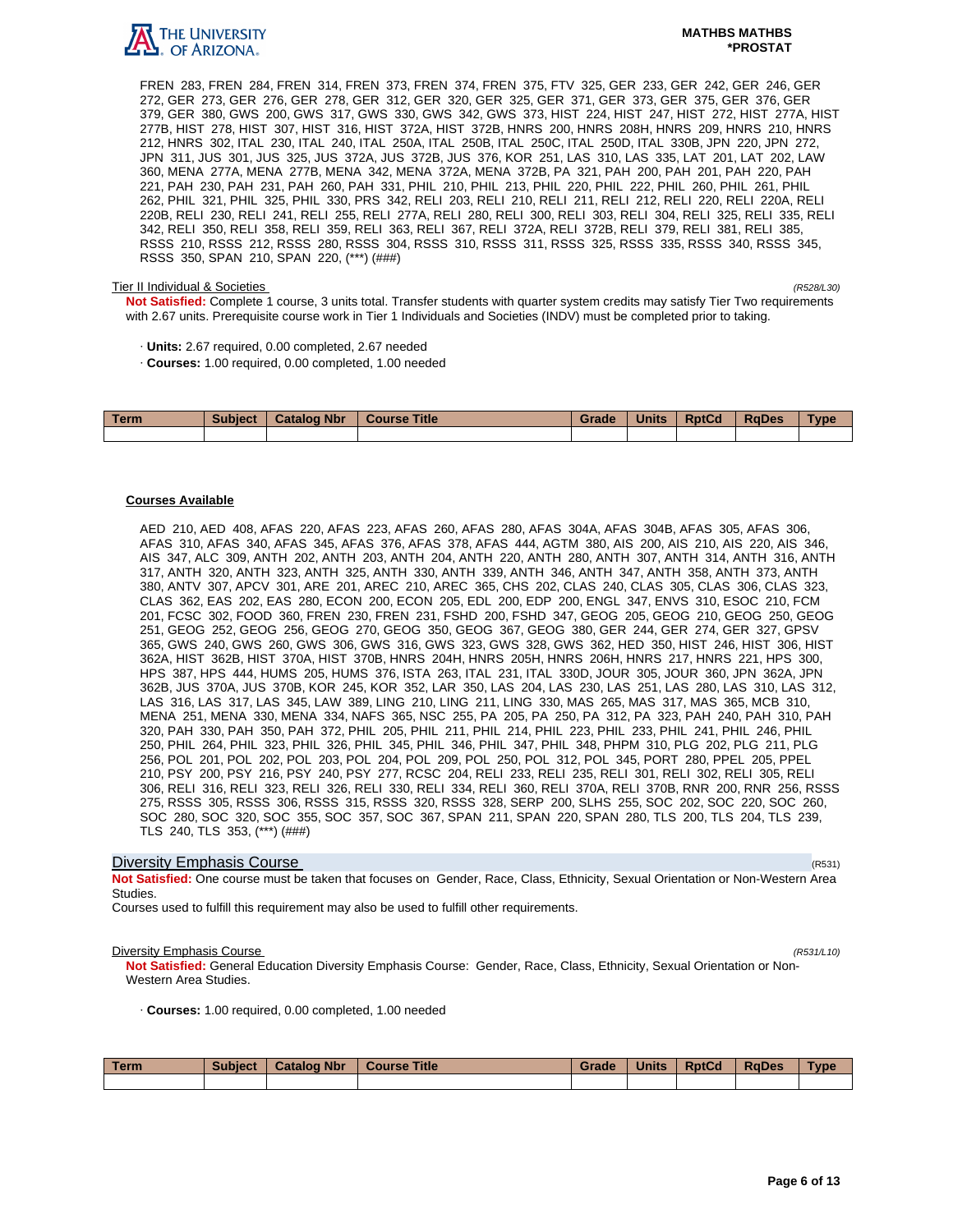FREN 283, FREN 284, FREN 314, FREN 373, FREN 374, FREN 375, FTV 325, GER 233, GER 242, GER 246, GER 272, GER 273, GER 276, GER 278, GER 312, GER 320, GER 325, GER 371, GER 373, GER 375, GER 376, GER 379, GER 380, GWS 200, GWS 317, GWS 330, GWS 342, GWS 373, HIST 224, HIST 247, HIST 272, HIST 277A, HIST 277B, HIST 278, HIST 307, HIST 316, HIST 372A, HIST 372B, HNRS 200, HNRS 208H, HNRS 209, HNRS 210, HNRS 212, HNRS 302, ITAL 230, ITAL 240, ITAL 250A, ITAL 250B, ITAL 250C, ITAL 250D, ITAL 330B, JPN 220, JPN 272, JPN 311, JUS 301, JUS 325, JUS 372A, JUS 372B, JUS 376, KOR 251, LAS 310, LAS 335, LAT 201, LAT 202, LAW 360, MENA 277A, MENA 277B, MENA 342, MENA 372A, MENA 372B, PA 321, PAH 200, PAH 201, PAH 220, PAH 221, PAH 230, PAH 231, PAH 260, PAH 331, PHIL 210, PHIL 213, PHIL 220, PHIL 222, PHIL 260, PHIL 261, PHIL 262, PHIL 321, PHIL 325, PHIL 330, PRS 342, RELI 203, RELI 210, RELI 211, RELI 212, RELI 220, RELI 220A, RELI 220B, RELI 230, RELI 241, RELI 255, RELI 277A, RELI 280, RELI 300, RELI 303, RELI 304, RELI 325, RELI 335, RELI 342, RELI 350, RELI 358, RELI 359, RELI 363, RELI 367, RELI 372A, RELI 372B, RELI 379, RELI 381, RELI 385, RSSS 210, RSSS 212, RSSS 280, RSSS 304, RSSS 310, RSSS 311, RSSS 325, RSSS 335, RSSS 340, RSSS 345, RSSS 350, SPAN 210, SPAN 220, (***) (###)

Tier II Individual & Societies *(R528/L30)*

**Not Satisfied:** Complete 1 course, 3 units total. Transfer students with quarter system credits may satisfy Tier Two requirements with 2.67 units. Prerequisite course work in Tier 1 Individuals and Societies (INDV) must be completed prior to taking.

- **Units:** 2.67 required, 0.00 completed, 2.67 needed
- **Courses:** 1.00 required, 0.00 completed, 1.00 needed

| Term | Subject | Catalog Nbr | Course Title | Grade | Units | RptCd | RqDes | Type |
|---|---|---|---|---|---|---|---|---|
| | | | | | | | | |

**Courses Available**

AED 210, AED 408, AFAS 220, AFAS 223, AFAS 260, AFAS 280, AFAS 304A, AFAS 304B, AFAS 305, AFAS 306, AFAS 310, AFAS 340, AFAS 345, AFAS 376, AFAS 378, AFAS 444, AGTM 380, AIS 200, AIS 210, AIS 220, AIS 346, AIS 347, ALC 309, ANTH 202, ANTH 203, ANTH 204, ANTH 220, ANTH 280, ANTH 307, ANTH 314, ANTH 316, ANTH 317, ANTH 320, ANTH 323, ANTH 325, ANTH 330, ANTH 339, ANTH 346, ANTH 347, ANTH 358, ANTH 373, ANTH 380, ANTV 307, APCV 301, ARE 201, AREC 210, AREC 365, CHS 202, CLAS 240, CLAS 305, CLAS 306, CLAS 323, CLAS 362, EAS 202, EAS 280, ECON 200, ECON 205, EDL 200, EDP 200, ENGL 347, ENVS 310, ESOC 210, FCM 201, FCSC 302, FOOD 360, FREN 230, FREN 231, FSHD 200, FSHD 347, GEOG 205, GEOG 210, GEOG 250, GEOG 251, GEOG 252, GEOG 256, GEOG 270, GEOG 350, GEOG 367, GEOG 380, GER 244, GER 274, GER 327, GPSV 365, GWS 240, GWS 260, GWS 306, GWS 316, GWS 323, GWS 328, GWS 362, HED 350, HIST 246, HIST 306, HIST 362A, HIST 362B, HIST 370A, HIST 370B, HNRS 204H, HNRS 205H, HNRS 206H, HNRS 217, HNRS 221, HPS 300, HPS 387, HPS 444, HUMS 205, HUMS 376, ISTA 263, ITAL 231, ITAL 330D, JOUR 305, JOUR 360, JPN 362A, JPN 362B, JUS 370A, JUS 370B, KOR 245, KOR 352, LAR 350, LAS 204, LAS 230, LAS 251, LAS 280, LAS 310, LAS 312, LAS 316, LAS 317, LAS 345, LAW 389, LING 210, LING 211, LING 330, MAS 265, MAS 317, MAS 365, MCB 310, MENA 251, MENA 330, MENA 334, NAFS 365, NSC 255, PA 205, PA 250, PA 312, PA 323, PAH 240, PAH 310, PAH 320, PAH 330, PAH 350, PAH 372, PHIL 205, PHIL 211, PHIL 214, PHIL 223, PHIL 233, PHIL 241, PHIL 246, PHIL 250, PHIL 264, PHIL 323, PHIL 326, PHIL 345, PHIL 346, PHIL 347, PHIL 348, PHPM 310, PLG 202, PLG 211, PLG 256, POL 201, POL 202, POL 203, POL 204, POL 209, POL 250, POL 312, POL 345, PORT 280, PPEL 205, PPEL 210, PSY 200, PSY 216, PSY 240, PSY 277, RCSC 204, RELI 233, RELI 235, RELI 301, RELI 302, RELI 305, RELI 306, RELI 316, RELI 323, RELI 326, RELI 330, RELI 334, RELI 360, RELI 370A, RELI 370B, RNR 200, RNR 256, RSSS 275, RSSS 305, RSSS 306, RSSS 315, RSSS 320, RSSS 328, SERP 200, SLHS 255, SOC 202, SOC 220, SOC 260, SOC 280, SOC 320, SOC 355, SOC 357, SOC 367, SPAN 211, SPAN 220, SPAN 280, TLS 200, TLS 204, TLS 239, TLS 240, TLS 353, (***) (###)

## Diversity Emphasis Course (R531)

**Not Satisfied:** One course must be taken that focuses on Gender, Race, Class, Ethnicity, Sexual Orientation or Non-Western Area Studies.
Courses used to fulfill this requirement may also be used to fulfill other requirements.

Diversity Emphasis Course *(R531/L10)*

**Not Satisfied:** General Education Diversity Emphasis Course: Gender, Race, Class, Ethnicity, Sexual Orientation or Non-Western Area Studies.

- **Courses:** 1.00 required, 0.00 completed, 1.00 needed

| Term | Subject | Catalog Nbr | Course Title | Grade | Units | RptCd | RqDes | Type |
|---|---|---|---|---|---|---|---|---|
| | | | | | | | | |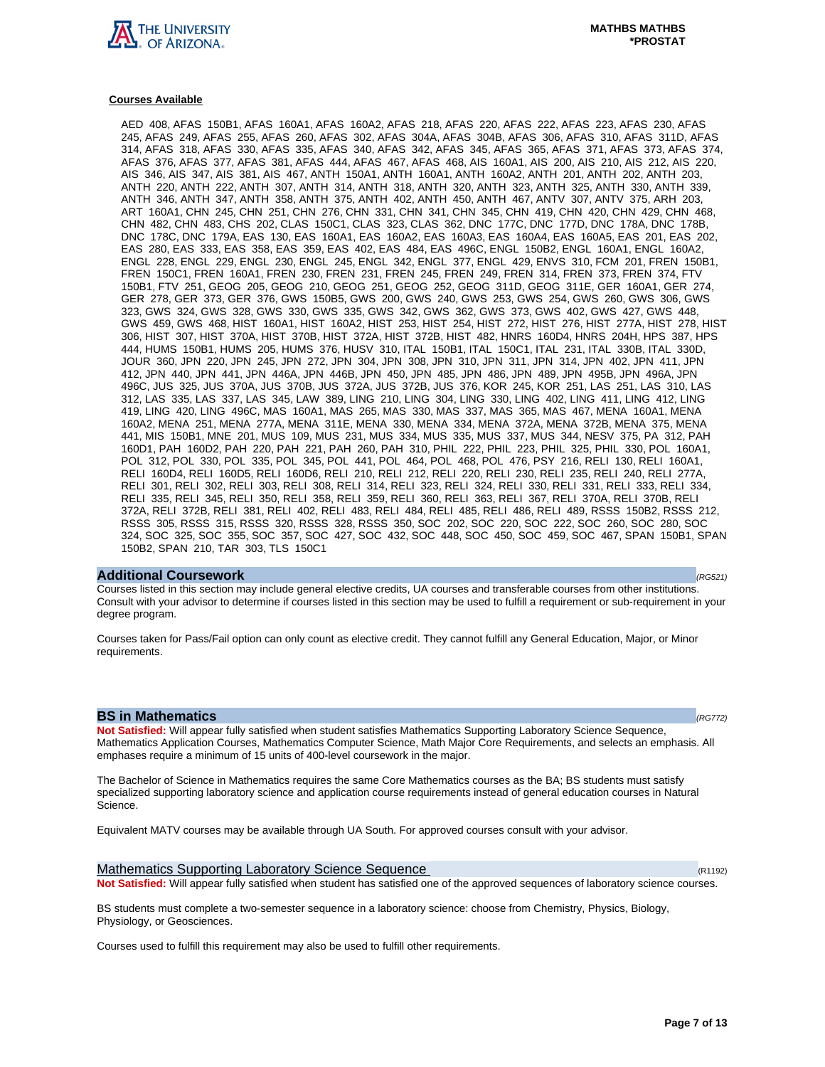**Courses Available**

AED 408, AFAS 150B1, AFAS 160A1, AFAS 160A2, AFAS 218, AFAS 220, AFAS 222, AFAS 223, AFAS 230, AFAS 245, AFAS 249, AFAS 255, AFAS 260, AFAS 302, AFAS 304A, AFAS 304B, AFAS 306, AFAS 310, AFAS 311D, AFAS 314, AFAS 318, AFAS 330, AFAS 335, AFAS 340, AFAS 342, AFAS 345, AFAS 365, AFAS 371, AFAS 373, AFAS 374, AFAS 376, AFAS 377, AFAS 381, AFAS 444, AFAS 467, AFAS 468, AIS 160A1, AIS 200, AIS 210, AIS 212, AIS 220, AIS 346, AIS 347, AIS 381, AIS 467, ANTH 150A1, ANTH 160A1, ANTH 160A2, ANTH 201, ANTH 202, ANTH 203, ANTH 220, ANTH 222, ANTH 307, ANTH 314, ANTH 318, ANTH 320, ANTH 323, ANTH 325, ANTH 330, ANTH 339, ANTH 346, ANTH 347, ANTH 358, ANTH 375, ANTH 402, ANTH 450, ANTH 467, ANTV 307, ANTV 375, ARH 203, ART 160A1, CHN 245, CHN 251, CHN 276, CHN 331, CHN 341, CHN 345, CHN 419, CHN 420, CHN 429, CHN 468, CHN 482, CHN 483, CHS 202, CLAS 150C1, CLAS 323, CLAS 362, DNC 177C, DNC 177D, DNC 178A, DNC 178B, DNC 178C, DNC 179A, EAS 130, EAS 160A1, EAS 160A2, EAS 160A3, EAS 160A4, EAS 160A5, EAS 201, EAS 202, EAS 280, EAS 333, EAS 358, EAS 359, EAS 402, EAS 484, EAS 496C, ENGL 150B2, ENGL 160A1, ENGL 160A2, ENGL 228, ENGL 229, ENGL 230, ENGL 245, ENGL 342, ENGL 377, ENGL 429, ENVS 310, FCM 201, FREN 150B1, FREN 150C1, FREN 160A1, FREN 230, FREN 231, FREN 245, FREN 249, FREN 314, FREN 373, FREN 374, FTV 150B1, FTV 251, GEOG 205, GEOG 210, GEOG 251, GEOG 252, GEOG 311D, GEOG 311E, GER 160A1, GER 274, GER 278, GER 373, GER 376, GWS 150B5, GWS 200, GWS 240, GWS 253, GWS 254, GWS 260, GWS 306, GWS 323, GWS 324, GWS 328, GWS 330, GWS 335, GWS 342, GWS 362, GWS 373, GWS 402, GWS 427, GWS 448, GWS 459, GWS 468, HIST 160A1, HIST 160A2, HIST 253, HIST 254, HIST 272, HIST 276, HIST 277A, HIST 278, HIST 306, HIST 307, HIST 370A, HIST 370B, HIST 372A, HIST 372B, HIST 482, HNRS 160D4, HNRS 204H, HPS 387, HPS 444, HUMS 150B1, HUMS 205, HUMS 376, HUSV 310, ITAL 150B1, ITAL 150C1, ITAL 231, ITAL 330B, ITAL 330D, JOUR 360, JPN 220, JPN 245, JPN 272, JPN 304, JPN 308, JPN 310, JPN 311, JPN 314, JPN 402, JPN 411, JPN 412, JPN 440, JPN 441, JPN 446A, JPN 446B, JPN 450, JPN 485, JPN 486, JPN 489, JPN 495B, JPN 496A, JPN 496C, JUS 325, JUS 370A, JUS 370B, JUS 372A, JUS 372B, JUS 376, KOR 245, KOR 251, LAS 251, LAS 310, LAS 312, LAS 335, LAS 337, LAS 345, LAW 389, LING 210, LING 304, LING 330, LING 402, LING 411, LING 412, LING 419, LING 420, LING 496C, MAS 160A1, MAS 265, MAS 330, MAS 337, MAS 365, MAS 467, MENA 160A1, MENA 160A2, MENA 251, MENA 277A, MENA 311E, MENA 330, MENA 334, MENA 372A, MENA 372B, MENA 375, MENA 441, MIS 150B1, MNE 201, MUS 109, MUS 231, MUS 334, MUS 335, MUS 337, MUS 344, NESV 375, PA 312, PAH 160D1, PAH 160D2, PAH 220, PAH 221, PAH 260, PAH 310, PHIL 222, PHIL 223, PHIL 325, PHIL 330, POL 160A1, POL 312, POL 330, POL 335, POL 345, POL 441, POL 464, POL 468, POL 476, PSY 216, RELI 130, RELI 160A1, RELI 160D4, RELI 160D5, RELI 160D6, RELI 210, RELI 212, RELI 220, RELI 230, RELI 235, RELI 240, RELI 277A, RELI 301, RELI 302, RELI 303, RELI 308, RELI 314, RELI 323, RELI 324, RELI 330, RELI 331, RELI 333, RELI 334, RELI 335, RELI 345, RELI 350, RELI 358, RELI 359, RELI 360, RELI 363, RELI 367, RELI 370A, RELI 370B, RELI 372A, RELI 372B, RELI 381, RELI 402, RELI 483, RELI 484, RELI 485, RELI 486, RELI 489, RSSS 150B2, RSSS 212, RSSS 305, RSSS 315, RSSS 320, RSSS 328, RSSS 350, SOC 202, SOC 220, SOC 222, SOC 260, SOC 280, SOC 324, SOC 325, SOC 355, SOC 357, SOC 427, SOC 432, SOC 448, SOC 450, SOC 459, SOC 467, SPAN 150B1, SPAN 150B2, SPAN 210, TAR 303, TLS 150C1

## Additional Coursework

*(RG521)*

Courses listed in this section may include general elective credits, UA courses and transferable courses from other institutions. Consult with your advisor to determine if courses listed in this section may be used to fulfill a requirement or sub-requirement in your degree program.

Courses taken for Pass/Fail option can only count as elective credit. They cannot fulfill any General Education, Major, or Minor requirements.

## BS in Mathematics

*(RG772)*

**Not Satisfied:** Will appear fully satisfied when student satisfies Mathematics Supporting Laboratory Science Sequence, Mathematics Application Courses, Mathematics Computer Science, Math Major Core Requirements, and selects an emphasis. All emphases require a minimum of 15 units of 400-level coursework in the major.

The Bachelor of Science in Mathematics requires the same Core Mathematics courses as the BA; BS students must satisfy specialized supporting laboratory science and application course requirements instead of general education courses in Natural Science.

Equivalent MATV courses may be available through UA South. For approved courses consult with your advisor.

### Mathematics Supporting Laboratory Science Sequence

(R1192)

**Not Satisfied:** Will appear fully satisfied when student has satisfied one of the approved sequences of laboratory science courses.

BS students must complete a two-semester sequence in a laboratory science: choose from Chemistry, Physics, Biology, Physiology, or Geosciences.

Courses used to fulfill this requirement may also be used to fulfill other requirements.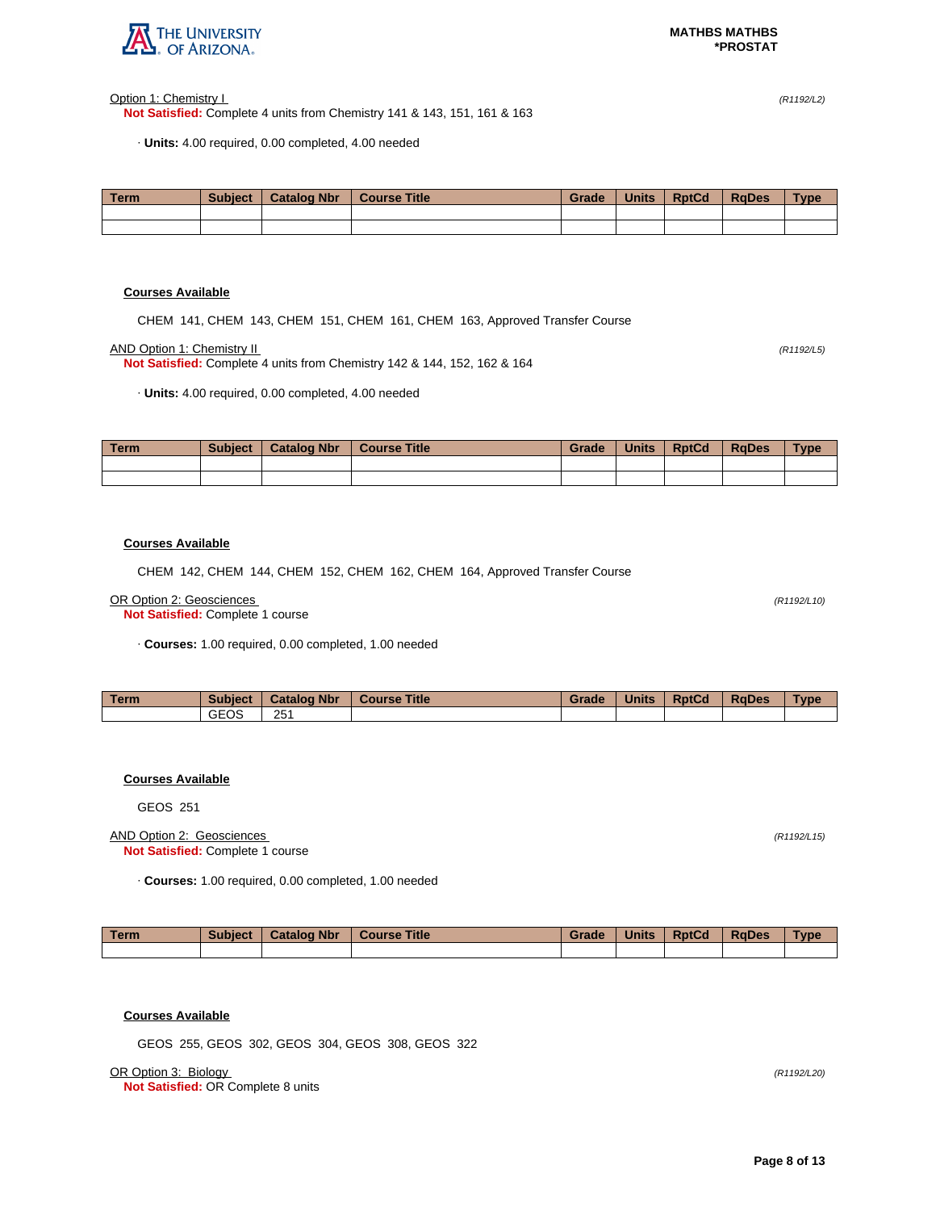Option 1: Chemistry I *(R1192/L2)*

**Not Satisfied:** Complete 4 units from Chemistry 141 & 143, 151, 161 & 163

· **Units:** 4.00 required, 0.00 completed, 4.00 needed

| Term | Subject | Catalog Nbr | Course Title | Grade | Units | RptCd | RqDes | Type |
|---|---|---|---|---|---|---|---|---|
| | | | | | | | | |
| | | | | | | | | |

**Courses Available**

CHEM 141, CHEM 143, CHEM 151, CHEM 161, CHEM 163, Approved Transfer Course

AND Option 1: Chemistry II *(R1192/L5)*

**Not Satisfied:** Complete 4 units from Chemistry 142 & 144, 152, 162 & 164

· **Units:** 4.00 required, 0.00 completed, 4.00 needed

| Term | Subject | Catalog Nbr | Course Title | Grade | Units | RptCd | RqDes | Type |
|---|---|---|---|---|---|---|---|---|
| | | | | | | | | |
| | | | | | | | | |

**Courses Available**

CHEM 142, CHEM 144, CHEM 152, CHEM 162, CHEM 164, Approved Transfer Course

OR Option 2: Geosciences *(R1192/L10)*

**Not Satisfied:** Complete 1 course

· **Courses:** 1.00 required, 0.00 completed, 1.00 needed

| Term | Subject | Catalog Nbr | Course Title | Grade | Units | RptCd | RqDes | Type |
|---|---|---|---|---|---|---|---|---|
| | GEOS | 251 | | | | | | |

**Courses Available**

GEOS 251

AND Option 2: Geosciences *(R1192/L15)*

**Not Satisfied:** Complete 1 course

· **Courses:** 1.00 required, 0.00 completed, 1.00 needed

| Term | Subject | Catalog Nbr | Course Title | Grade | Units | RptCd | RqDes | Type |
|---|---|---|---|---|---|---|---|---|
| | | | | | | | | |

**Courses Available**

GEOS 255, GEOS 302, GEOS 304, GEOS 308, GEOS 322

OR Option 3: Biology *(R1192/L20)*

**Not Satisfied:** OR Complete 8 units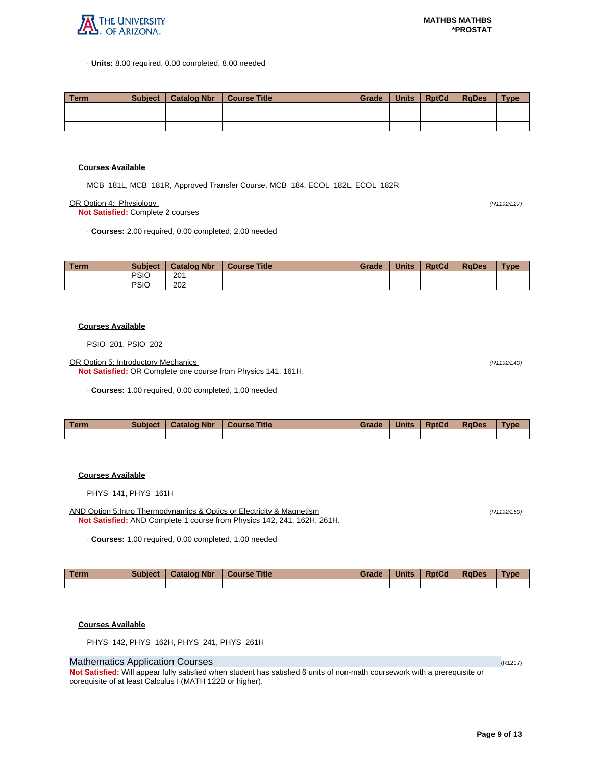· **Units:** 8.00 required, 0.00 completed, 8.00 needed

| Term | Subject | Catalog Nbr | Course Title | Grade | Units | RptCd | RqDes | Type |
|---|---|---|---|---|---|---|---|---|
| | | | | | | | | |
| | | | | | | | | |
| | | | | | | | | |

**Courses Available**

MCB 181L, MCB 181R, Approved Transfer Course, MCB 184, ECOL 182L, ECOL 182R

OR Option 4: Physiology *(R1192/L27)*

**Not Satisfied:** Complete 2 courses

· **Courses:** 2.00 required, 0.00 completed, 2.00 needed

| Term | Subject | Catalog Nbr | Course Title | Grade | Units | RptCd | RqDes | Type |
|---|---|---|---|---|---|---|---|---|
| | PSIO | 201 | | | | | | |
| | PSIO | 202 | | | | | | |

**Courses Available**

PSIO 201, PSIO 202

OR Option 5: Introductory Mechanics *(R1192/L40)*

**Not Satisfied:** OR Complete one course from Physics 141, 161H.

· **Courses:** 1.00 required, 0.00 completed, 1.00 needed

| Term | Subject | Catalog Nbr | Course Title | Grade | Units | RptCd | RqDes | Type |
|---|---|---|---|---|---|---|---|---|
| | | | | | | | | |

**Courses Available**

PHYS 141, PHYS 161H

AND Option 5:Intro Thermodynamics & Optics or Electricity & Magnetism *(R1192/L50)*

**Not Satisfied:** AND Complete 1 course from Physics 142, 241, 162H, 261H.

· **Courses:** 1.00 required, 0.00 completed, 1.00 needed

| Term | Subject | Catalog Nbr | Course Title | Grade | Units | RptCd | RqDes | Type |
|---|---|---|---|---|---|---|---|---|
| | | | | | | | | |

**Courses Available**

PHYS 142, PHYS 162H, PHYS 241, PHYS 261H

## Mathematics Application Courses (R1217)

**Not Satisfied:** Will appear fully satisfied when student has satisfied 6 units of non-math coursework with a prerequisite or corequisite of at least Calculus I (MATH 122B or higher).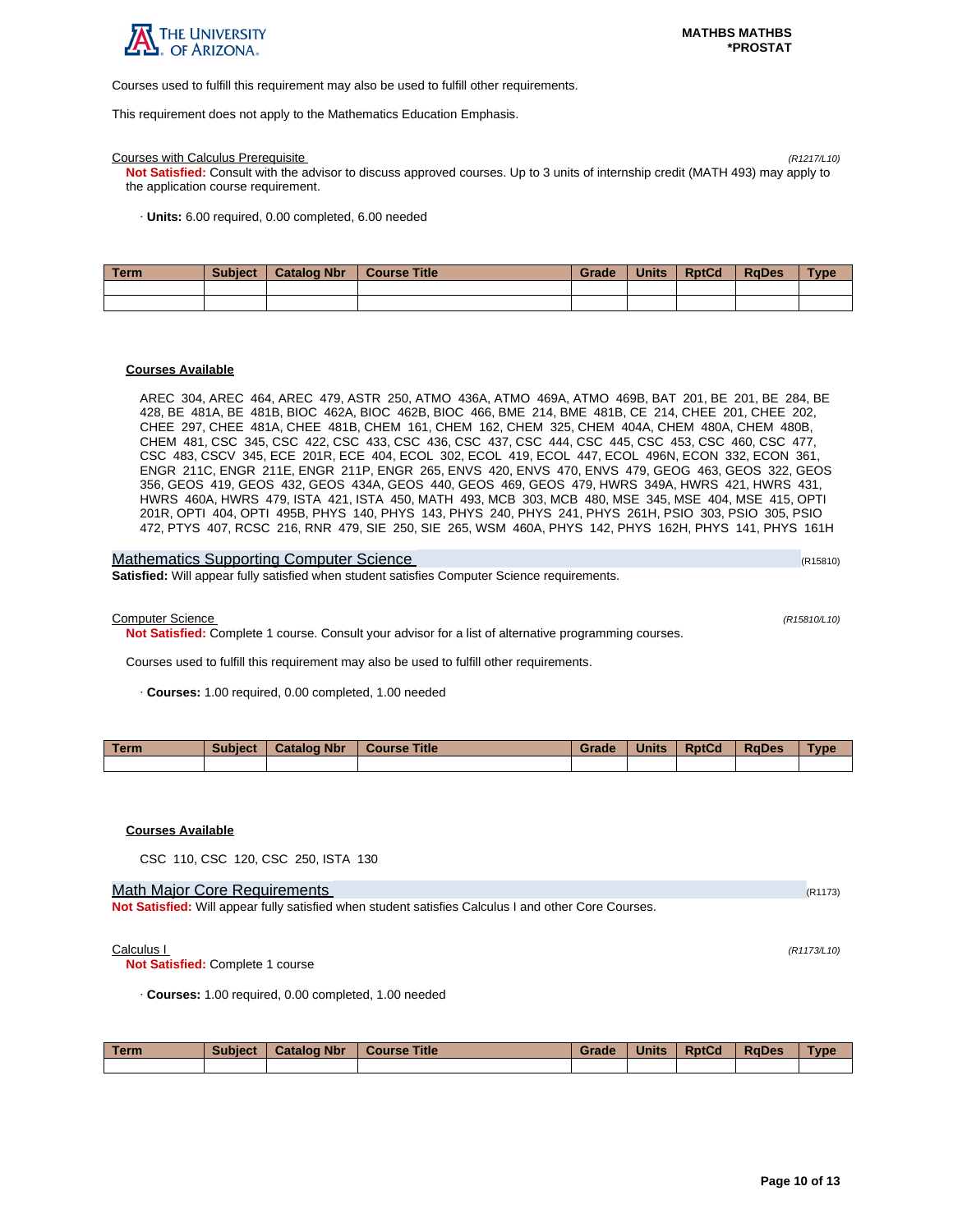Courses used to fulfill this requirement may also be used to fulfill other requirements.

This requirement does not apply to the Mathematics Education Emphasis.

Courses with Calculus Prerequisite *(R1217/L10)*

**Not Satisfied:** Consult with the advisor to discuss approved courses. Up to 3 units of internship credit (MATH 493) may apply to the application course requirement.

· **Units:** 6.00 required, 0.00 completed, 6.00 needed

| Term | Subject | Catalog Nbr | Course Title | Grade | Units | RptCd | RqDes | Type |
|---|---|---|---|---|---|---|---|---|
| | | | | | | | | |
| | | | | | | | | |

**Courses Available**

AREC 304, AREC 464, AREC 479, ASTR 250, ATMO 436A, ATMO 469A, ATMO 469B, BAT 201, BE 201, BE 284, BE 428, BE 481A, BE 481B, BIOC 462A, BIOC 462B, BIOC 466, BME 214, BME 481B, CE 214, CHEE 201, CHEE 202, CHEE 297, CHEE 481A, CHEE 481B, CHEM 161, CHEM 162, CHEM 325, CHEM 404A, CHEM 480A, CHEM 480B, CHEM 481, CSC 345, CSC 422, CSC 433, CSC 436, CSC 437, CSC 444, CSC 445, CSC 453, CSC 460, CSC 477, CSC 483, CSCV 345, ECE 201R, ECE 404, ECOL 302, ECOL 419, ECOL 447, ECOL 496N, ECON 332, ECON 361, ENGR 211C, ENGR 211E, ENGR 211P, ENGR 265, ENVS 420, ENVS 470, ENVS 479, GEOG 463, GEOS 322, GEOS 356, GEOS 419, GEOS 432, GEOS 434A, GEOS 440, GEOS 469, GEOS 479, HWRS 349A, HWRS 421, HWRS 431, HWRS 460A, HWRS 479, ISTA 421, ISTA 450, MATH 493, MCB 303, MCB 480, MSE 345, MSE 404, MSE 415, OPTI 201R, OPTI 404, OPTI 495B, PHYS 140, PHYS 143, PHYS 240, PHYS 241, PHYS 261H, PSIO 303, PSIO 305, PSIO 472, PTYS 407, RCSC 216, RNR 479, SIE 250, SIE 265, WSM 460A, PHYS 142, PHYS 162H, PHYS 141, PHYS 161H

## Mathematics Supporting Computer Science (R15810)

**Satisfied:** Will appear fully satisfied when student satisfies Computer Science requirements.

Computer Science *(R15810/L10)*

**Not Satisfied:** Complete 1 course. Consult your advisor for a list of alternative programming courses.

Courses used to fulfill this requirement may also be used to fulfill other requirements.

· **Courses:** 1.00 required, 0.00 completed, 1.00 needed

| Term | Subject | Catalog Nbr | Course Title | Grade | Units | RptCd | RqDes | Type |
|---|---|---|---|---|---|---|---|---|
| | | | | | | | | |

**Courses Available**

CSC 110, CSC 120, CSC 250, ISTA 130

## Math Major Core Requirements (R1173)

**Not Satisfied:** Will appear fully satisfied when student satisfies Calculus I and other Core Courses.

Calculus I *(R1173/L10)*

**Not Satisfied:** Complete 1 course

· **Courses:** 1.00 required, 0.00 completed, 1.00 needed

| Term | Subject | Catalog Nbr | Course Title | Grade | Units | RptCd | RqDes | Type |
|---|---|---|---|---|---|---|---|---|
| | | | | | | | | |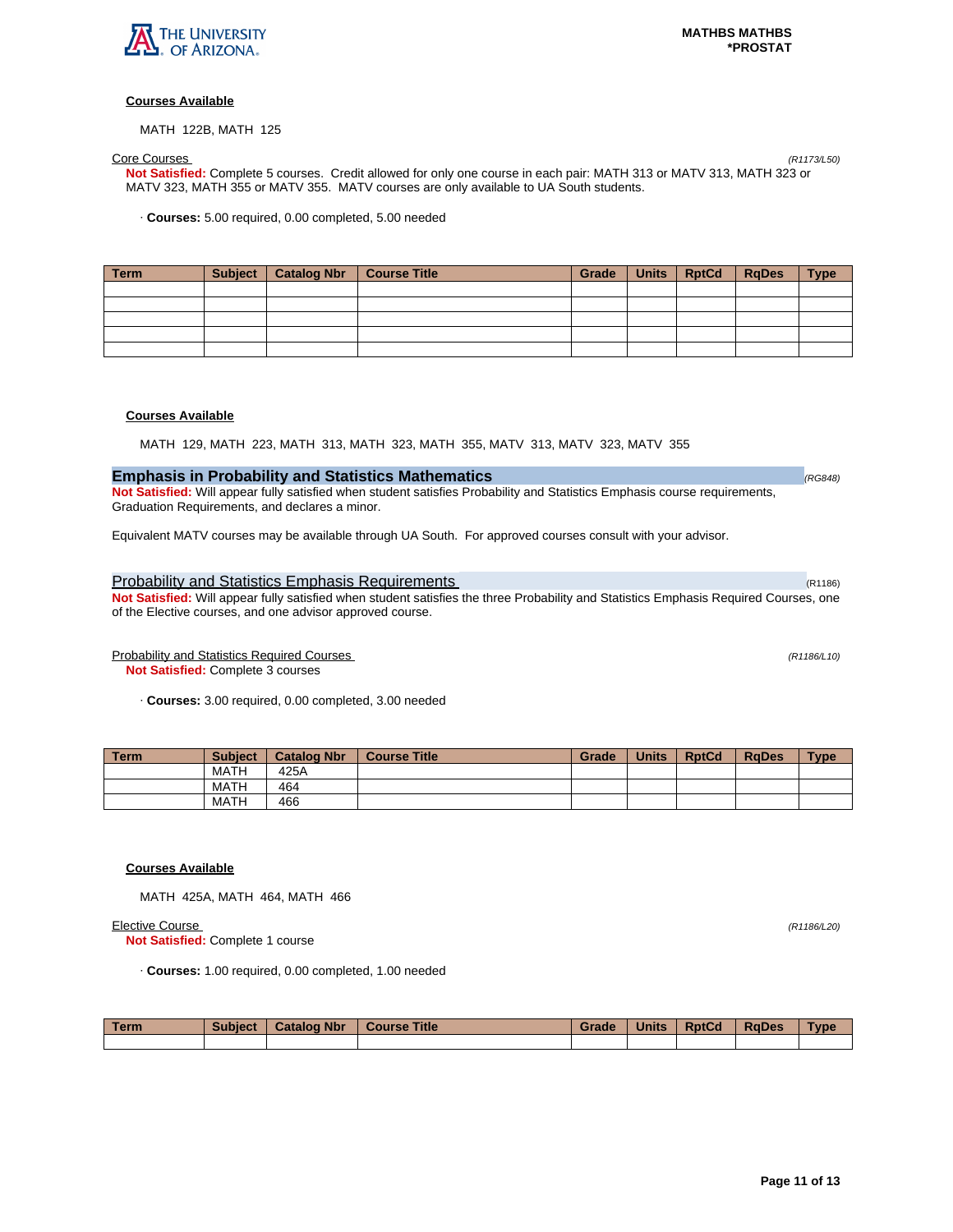**Courses Available**

MATH 122B, MATH 125

Core Courses *(R1173/L50)*

**Not Satisfied:** Complete 5 courses. Credit allowed for only one course in each pair: MATH 313 or MATV 313, MATH 323 or MATV 323, MATH 355 or MATV 355. MATV courses are only available to UA South students.

· **Courses:** 5.00 required, 0.00 completed, 5.00 needed

| Term | Subject | Catalog Nbr | Course Title | Grade | Units | RptCd | RqDes | Type |
|---|---|---|---|---|---|---|---|---|
| | | | | | | | | |
| | | | | | | | | |
| | | | | | | | | |
| | | | | | | | | |
| | | | | | | | | |

**Courses Available**

MATH 129, MATH 223, MATH 313, MATH 323, MATH 355, MATV 313, MATV 323, MATV 355

## Emphasis in Probability and Statistics Mathematics *(RG848)*

**Not Satisfied:** Will appear fully satisfied when student satisfies Probability and Statistics Emphasis course requirements, Graduation Requirements, and declares a minor.

Equivalent MATV courses may be available through UA South. For approved courses consult with your advisor.

### Probability and Statistics Emphasis Requirements (R1186)

**Not Satisfied:** Will appear fully satisfied when student satisfies the three Probability and Statistics Emphasis Required Courses, one of the Elective courses, and one advisor approved course.

Probability and Statistics Required Courses *(R1186/L10)*

**Not Satisfied:** Complete 3 courses

· **Courses:** 3.00 required, 0.00 completed, 3.00 needed

| Term | Subject | Catalog Nbr | Course Title | Grade | Units | RptCd | RqDes | Type |
|---|---|---|---|---|---|---|---|---|
| | MATH | 425A | | | | | | |
| | MATH | 464 | | | | | | |
| | MATH | 466 | | | | | | |

**Courses Available**

MATH 425A, MATH 464, MATH 466

Elective Course *(R1186/L20)*

**Not Satisfied:** Complete 1 course

· **Courses:** 1.00 required, 0.00 completed, 1.00 needed

| Term | Subject | Catalog Nbr | Course Title | Grade | Units | RptCd | RqDes | Type |
|---|---|---|---|---|---|---|---|---|
| | | | | | | | | |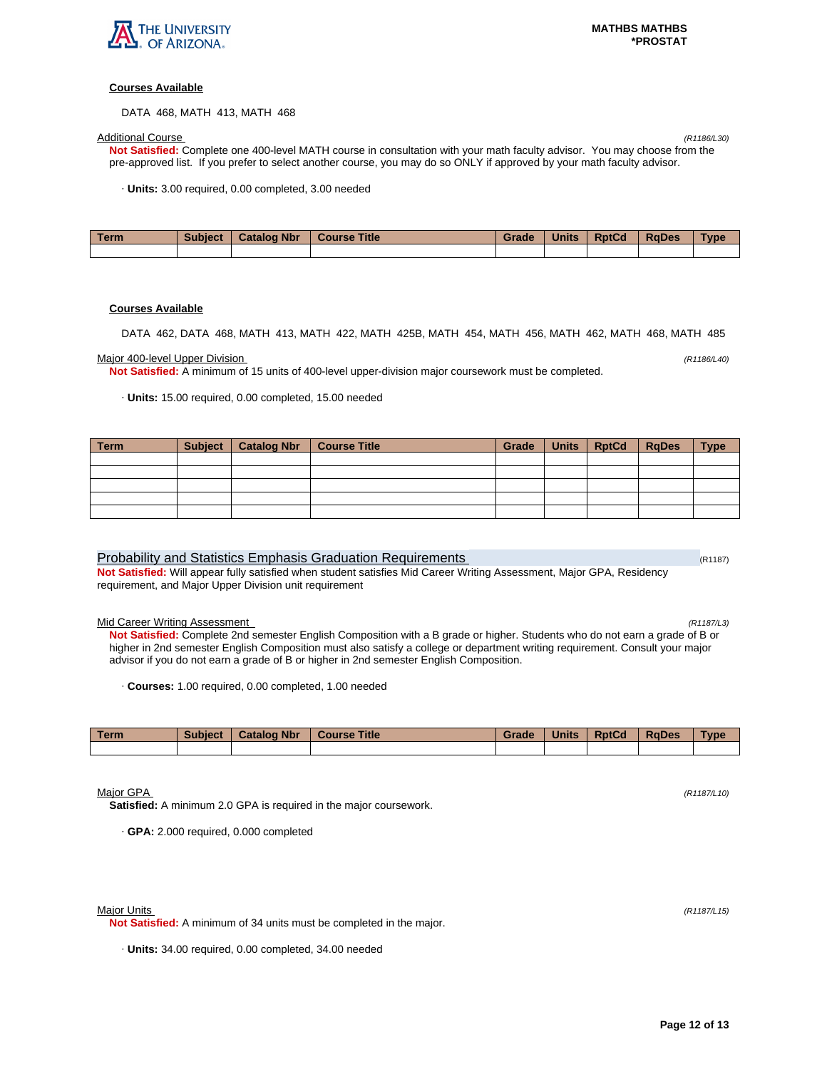**Courses Available**

DATA 468, MATH 413, MATH 468

Additional Course *(R1186/L30)*

**Not Satisfied:** Complete one 400-level MATH course in consultation with your math faculty advisor. You may choose from the pre-approved list. If you prefer to select another course, you may do so ONLY if approved by your math faculty advisor.

· **Units:** 3.00 required, 0.00 completed, 3.00 needed

| Term | Subject | Catalog Nbr | Course Title | Grade | Units | RptCd | RqDes | Type |
|---|---|---|---|---|---|---|---|---|
| | | | | | | | | |

**Courses Available**

DATA 462, DATA 468, MATH 413, MATH 422, MATH 425B, MATH 454, MATH 456, MATH 462, MATH 468, MATH 485

Major 400-level Upper Division *(R1186/L40)*

**Not Satisfied:** A minimum of 15 units of 400-level upper-division major coursework must be completed.

· **Units:** 15.00 required, 0.00 completed, 15.00 needed

| Term | Subject | Catalog Nbr | Course Title | Grade | Units | RptCd | RqDes | Type |
|---|---|---|---|---|---|---|---|---|
| | | | | | | | | |
| | | | | | | | | |
| | | | | | | | | |
| | | | | | | | | |
| | | | | | | | | |

## Probability and Statistics Emphasis Graduation Requirements (R1187)

**Not Satisfied:** Will appear fully satisfied when student satisfies Mid Career Writing Assessment, Major GPA, Residency requirement, and Major Upper Division unit requirement

Mid Career Writing Assessment *(R1187/L3)*

**Not Satisfied:** Complete 2nd semester English Composition with a B grade or higher. Students who do not earn a grade of B or higher in 2nd semester English Composition must also satisfy a college or department writing requirement. Consult your major advisor if you do not earn a grade of B or higher in 2nd semester English Composition.

· **Courses:** 1.00 required, 0.00 completed, 1.00 needed

| Term | Subject | Catalog Nbr | Course Title | Grade | Units | RptCd | RqDes | Type |
|---|---|---|---|---|---|---|---|---|
| | | | | | | | | |

Major GPA *(R1187/L10)*

**Satisfied:** A minimum 2.0 GPA is required in the major coursework.

· **GPA:** 2.000 required, 0.000 completed

Major Units *(R1187/L15)*

**Not Satisfied:** A minimum of 34 units must be completed in the major.

· **Units:** 34.00 required, 0.00 completed, 34.00 needed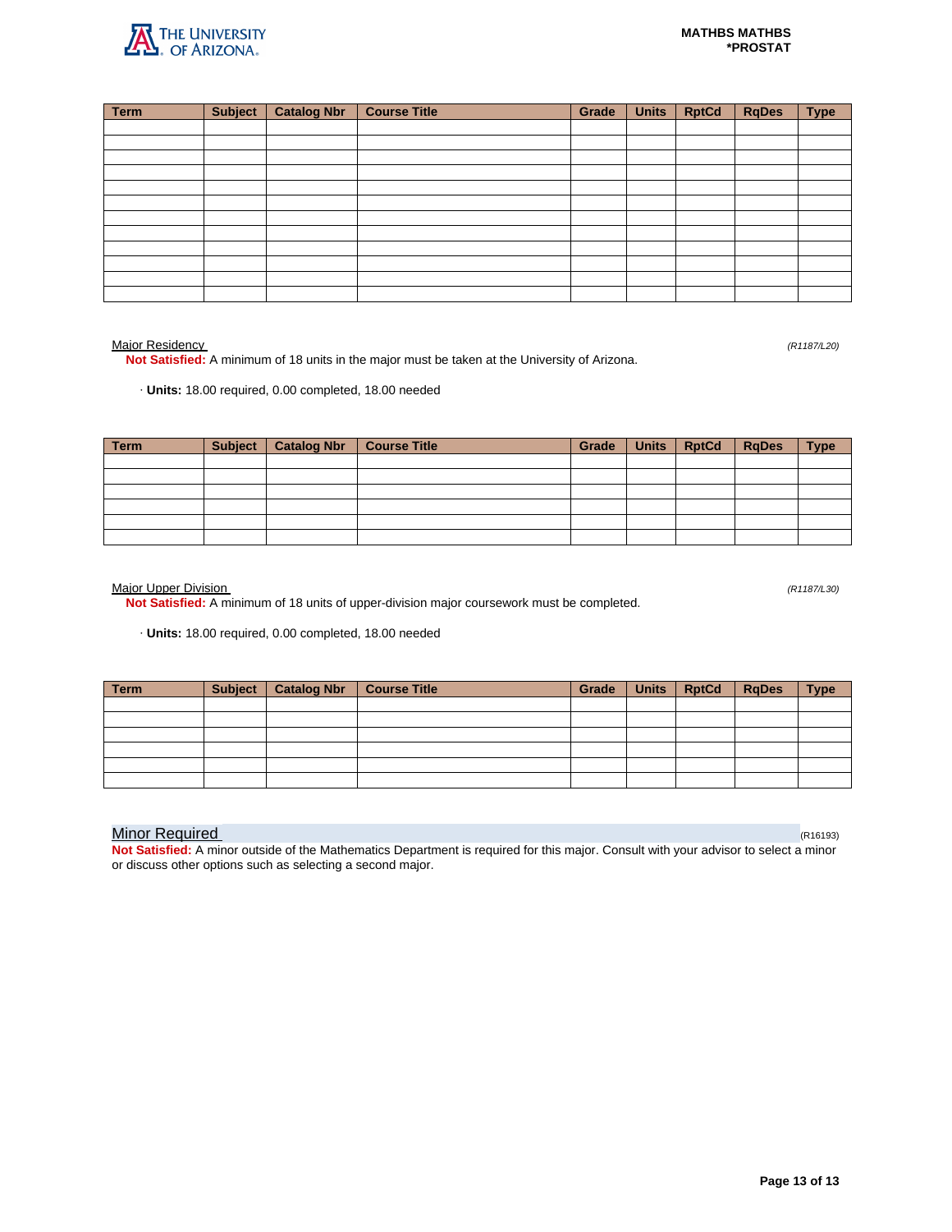| Term | Subject | Catalog Nbr | Course Title | Grade | Units | RptCd | RqDes | Type |
|---|---|---|---|---|---|---|---|---|
| | | | | | | | | |
| | | | | | | | | |
| | | | | | | | | |
| | | | | | | | | |
| | | | | | | | | |
| | | | | | | | | |
| | | | | | | | | |
| | | | | | | | | |
| | | | | | | | | |
| | | | | | | | | |
| | | | | | | | | |
| | | | | | | | | |

Major Residency *(R1187/L20)*

**Not Satisfied:** A minimum of 18 units in the major must be taken at the University of Arizona.

· **Units:** 18.00 required, 0.00 completed, 18.00 needed

| Term | Subject | Catalog Nbr | Course Title | Grade | Units | RptCd | RqDes | Type |
|---|---|---|---|---|---|---|---|---|
| | | | | | | | | |
| | | | | | | | | |
| | | | | | | | | |
| | | | | | | | | |
| | | | | | | | | |
| | | | | | | | | |

Major Upper Division *(R1187/L30)*

**Not Satisfied:** A minimum of 18 units of upper-division major coursework must be completed.

· **Units:** 18.00 required, 0.00 completed, 18.00 needed

| Term | Subject | Catalog Nbr | Course Title | Grade | Units | RptCd | RqDes | Type |
|---|---|---|---|---|---|---|---|---|
| | | | | | | | | |
| | | | | | | | | |
| | | | | | | | | |
| | | | | | | | | |
| | | | | | | | | |
| | | | | | | | | |

## Minor Required (R16193)

**Not Satisfied:** A minor outside of the Mathematics Department is required for this major. Consult with your advisor to select a minor or discuss other options such as selecting a second major.